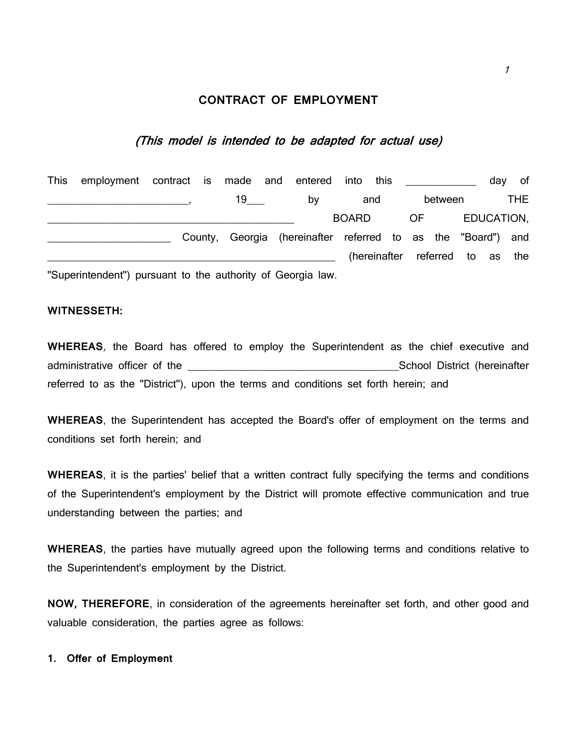# CONTRACT OF EMPLOYMENT

*(This model is intended to be adapted for actual use)*

This employment contract is made and entered into this ____________ day of ________________________, 19___ by and between THE _____________________________________________ BOARD OF EDUCATION, ______________________ County, Georgia (hereinafter referred to as the "Board") and ____________________________________________________ (hereinafter referred to as the "Superintendent") pursuant to the authority of Georgia law.

**WITNESSETH:**

**WHEREAS***,* the Board has offered to employ the Superintendent as the chief executive and administrative officer of the ______________________________________School District (hereinafter referred to as the "District"), upon the terms and conditions set forth herein; and

**WHEREAS**, the Superintendent has accepted the Board's offer of employment on the terms and conditions set forth herein; and

**WHEREAS**, it is the parties' belief that a written contract fully specifying the terms and conditions of the Superintendent's employment by the District will promote effective communication and true understanding between the parties; and

**WHEREAS**, the parties have mutually agreed upon the following terms and conditions relative to the Superintendent's employment by the District.

**NOW, THEREFORE**, in consideration of the agreements hereinafter set forth, and other good and valuable consideration, the parties agree as follows:

**1. Offer of Employment**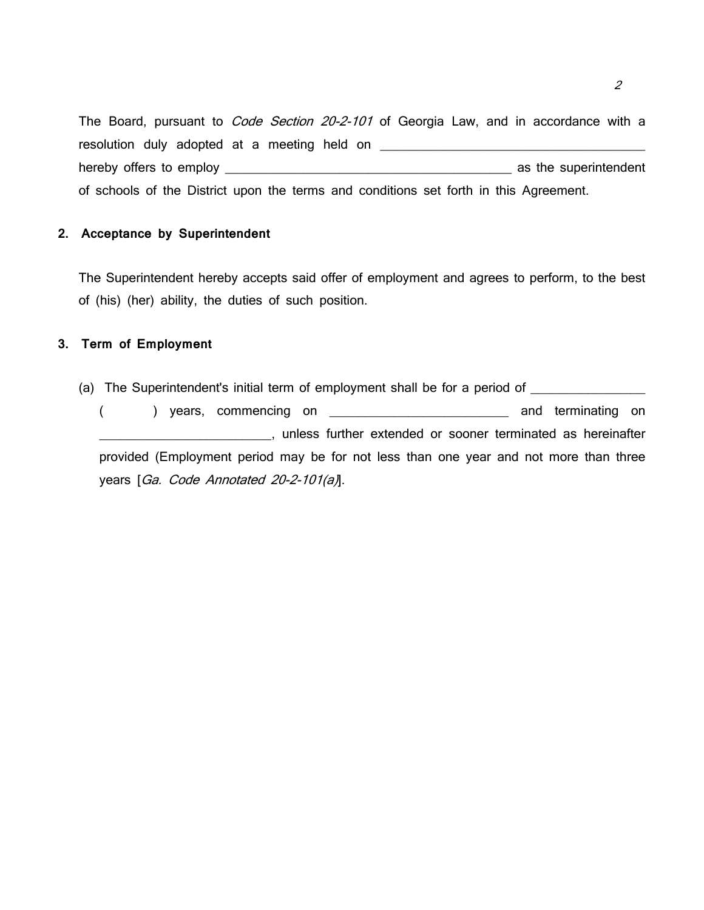The Board, pursuant to *Code Section 20-2-101* of Georgia Law, and in accordance with a resolution duly adopted at a meeting held on ______________________________________ hereby offers to employ __________________________________________ as the superintendent of schools of the District upon the terms and conditions set forth in this Agreement.

**2. Acceptance by Superintendent**

The Superintendent hereby accepts said offer of employment and agrees to perform, to the best of (his) (her) ability, the duties of such position.

**3. Term of Employment**

(a) The Superintendent's initial term of employment shall be for a period of ________________ (        ) years, commencing on _________________________ and terminating on ________________________, unless further extended or sooner terminated as hereinafter provided (Employment period may be for not less than one year and not more than three years [*Ga. Code Annotated 20-2-101(a)*].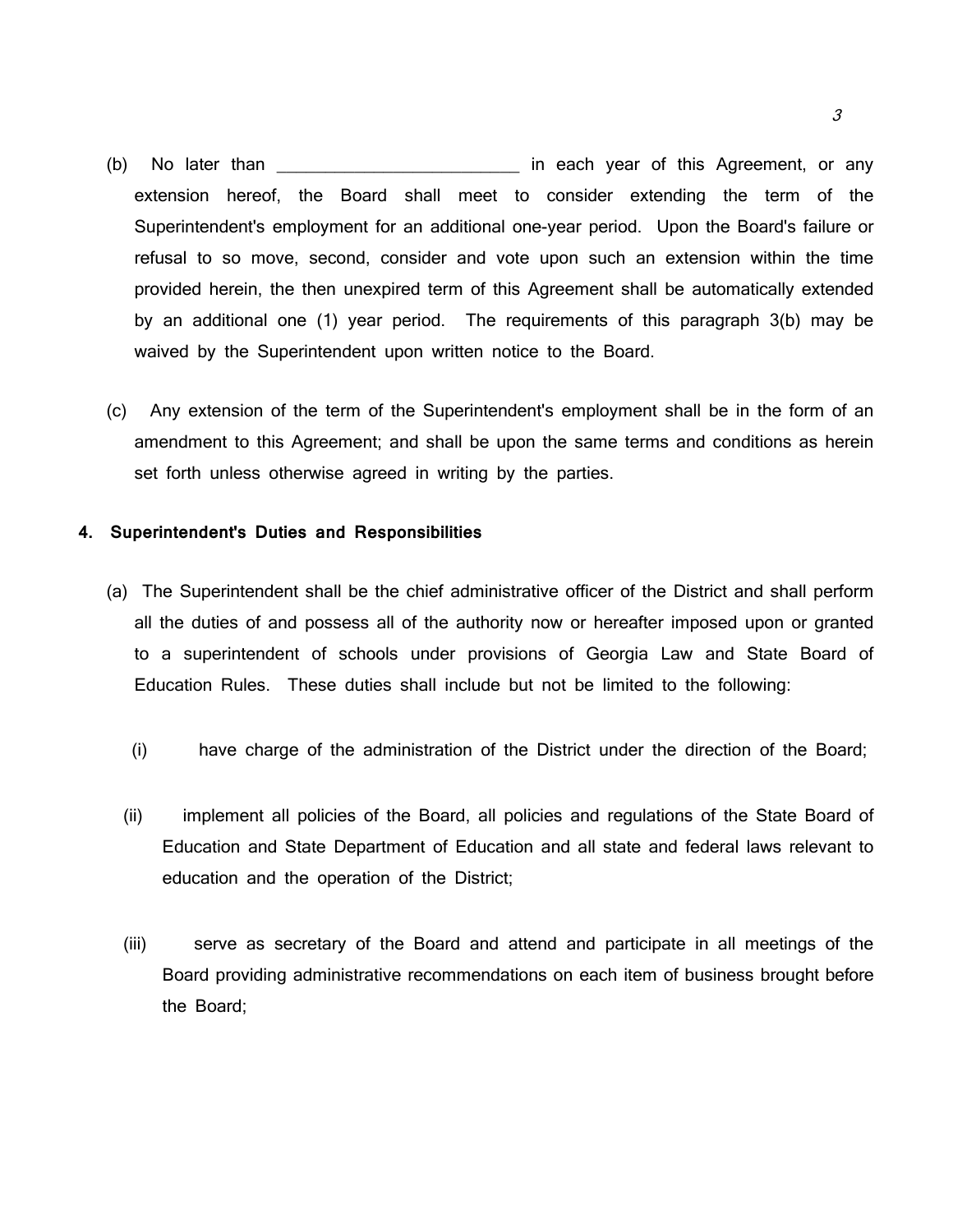(b) No later than \_\_\_\_\_\_\_\_\_\_\_\_\_\_\_\_\_\_\_\_\_\_\_\_\_\_ in each year of this Agreement, or any extension hereof, the Board shall meet to consider extending the term of the Superintendent's employment for an additional one-year period. Upon the Board's failure or refusal to so move, second, consider and vote upon such an extension within the time provided herein, the then unexpired term of this Agreement shall be automatically extended by an additional one (1) year period. The requirements of this paragraph 3(b) may be waived by the Superintendent upon written notice to the Board.

(c) Any extension of the term of the Superintendent's employment shall be in the form of an amendment to this Agreement; and shall be upon the same terms and conditions as herein set forth unless otherwise agreed in writing by the parties.

**4. Superintendent's Duties and Responsibilities**

(a) The Superintendent shall be the chief administrative officer of the District and shall perform all the duties of and possess all of the authority now or hereafter imposed upon or granted to a superintendent of schools under provisions of Georgia Law and State Board of Education Rules. These duties shall include but not be limited to the following:

(i) have charge of the administration of the District under the direction of the Board;

(ii) implement all policies of the Board, all policies and regulations of the State Board of Education and State Department of Education and all state and federal laws relevant to education and the operation of the District;

(iii) serve as secretary of the Board and attend and participate in all meetings of the Board providing administrative recommendations on each item of business brought before the Board;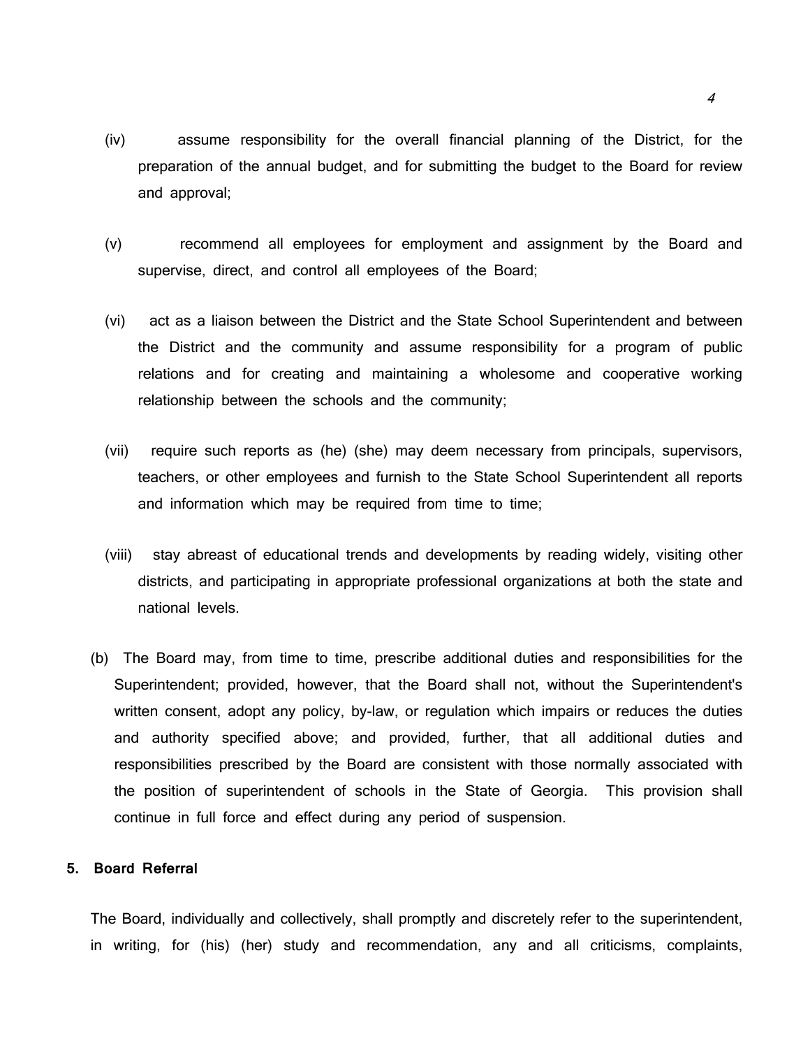(iv) assume responsibility for the overall financial planning of the District, for the preparation of the annual budget, and for submitting the budget to the Board for review and approval;

(v) recommend all employees for employment and assignment by the Board and supervise, direct, and control all employees of the Board;

(vi) act as a liaison between the District and the State School Superintendent and between the District and the community and assume responsibility for a program of public relations and for creating and maintaining a wholesome and cooperative working relationship between the schools and the community;

(vii) require such reports as (he) (she) may deem necessary from principals, supervisors, teachers, or other employees and furnish to the State School Superintendent all reports and information which may be required from time to time;

(viii) stay abreast of educational trends and developments by reading widely, visiting other districts, and participating in appropriate professional organizations at both the state and national levels.

(b) The Board may, from time to time, prescribe additional duties and responsibilities for the Superintendent; provided, however, that the Board shall not, without the Superintendent's written consent, adopt any policy, by-law, or regulation which impairs or reduces the duties and authority specified above; and provided, further, that all additional duties and responsibilities prescribed by the Board are consistent with those normally associated with the position of superintendent of schools in the State of Georgia. This provision shall continue in full force and effect during any period of suspension.

**5. Board Referral**

The Board, individually and collectively, shall promptly and discretely refer to the superintendent, in writing, for (his) (her) study and recommendation, any and all criticisms, complaints,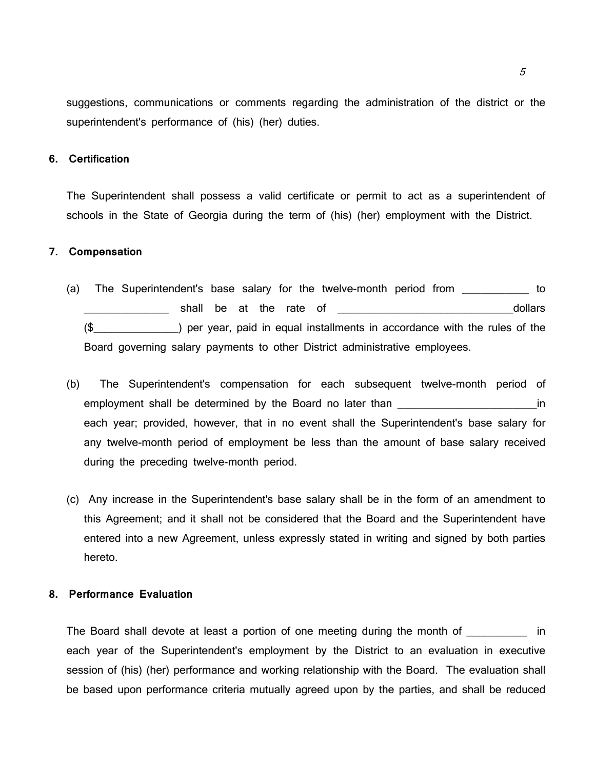suggestions, communications or comments regarding the administration of the district or the superintendent's performance of (his) (her) duties.

**6. Certification**

The Superintendent shall possess a valid certificate or permit to act as a superintendent of schools in the State of Georgia during the term of (his) (her) employment with the District.

**7. Compensation**

(a) The Superintendent's base salary for the twelve-month period from ___________ to ______________ shall be at the rate of ____________________________dollars ($______________) per year, paid in equal installments in accordance with the rules of the Board governing salary payments to other District administrative employees.

(b) The Superintendent's compensation for each subsequent twelve-month period of employment shall be determined by the Board no later than ______________________in each year; provided, however, that in no event shall the Superintendent's base salary for any twelve-month period of employment be less than the amount of base salary received during the preceding twelve-month period.

(c) Any increase in the Superintendent's base salary shall be in the form of an amendment to this Agreement; and it shall not be considered that the Board and the Superintendent have entered into a new Agreement, unless expressly stated in writing and signed by both parties hereto.

**8. Performance Evaluation**

The Board shall devote at least a portion of one meeting during the month of __________ in each year of the Superintendent's employment by the District to an evaluation in executive session of (his) (her) performance and working relationship with the Board. The evaluation shall be based upon performance criteria mutually agreed upon by the parties, and shall be reduced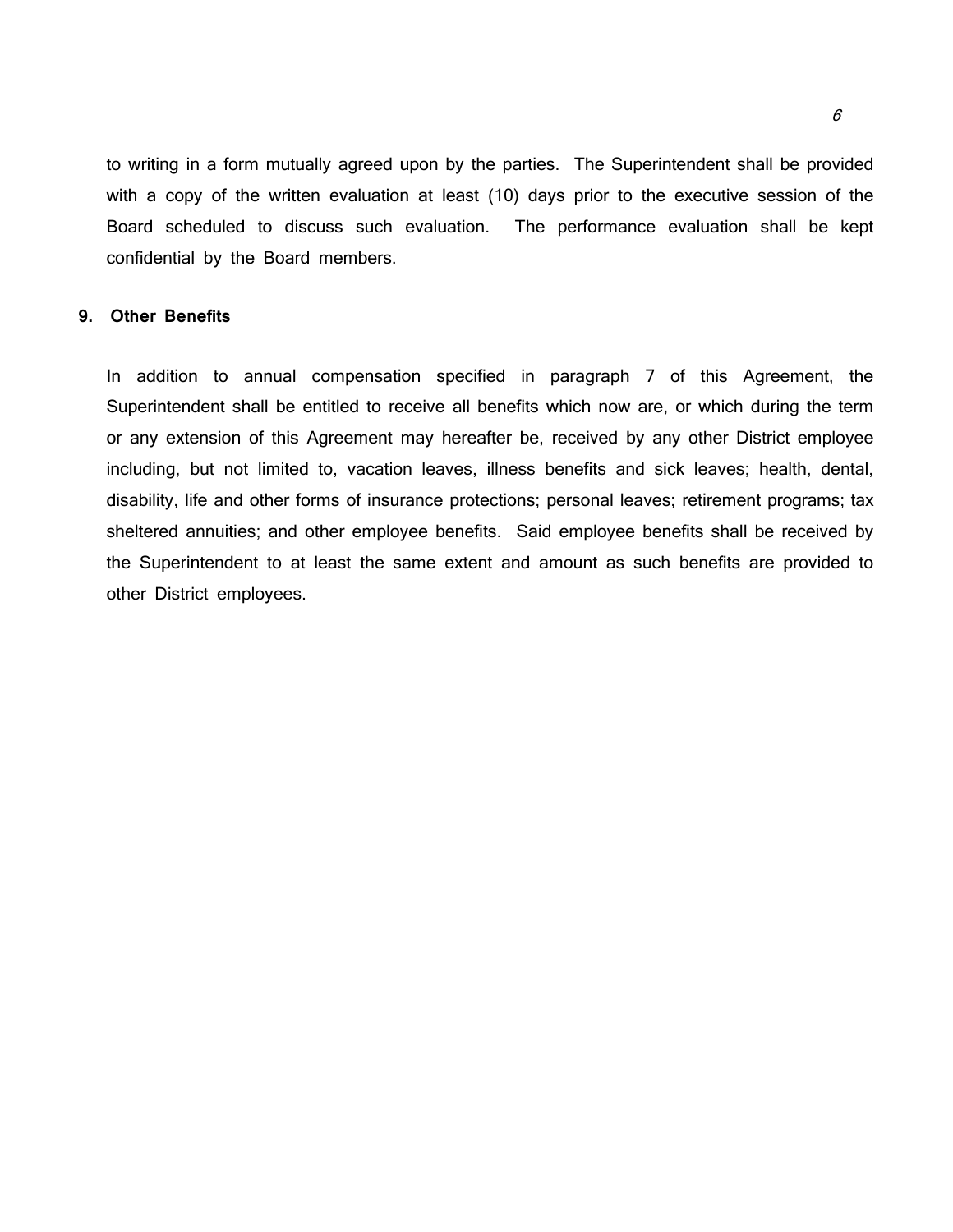to writing in a form mutually agreed upon by the parties. The Superintendent shall be provided with a copy of the written evaluation at least (10) days prior to the executive session of the Board scheduled to discuss such evaluation. The performance evaluation shall be kept confidential by the Board members.

**9. Other Benefits**

In addition to annual compensation specified in paragraph 7 of this Agreement, the Superintendent shall be entitled to receive all benefits which now are, or which during the term or any extension of this Agreement may hereafter be, received by any other District employee including, but not limited to, vacation leaves, illness benefits and sick leaves; health, dental, disability, life and other forms of insurance protections; personal leaves; retirement programs; tax sheltered annuities; and other employee benefits. Said employee benefits shall be received by the Superintendent to at least the same extent and amount as such benefits are provided to other District employees.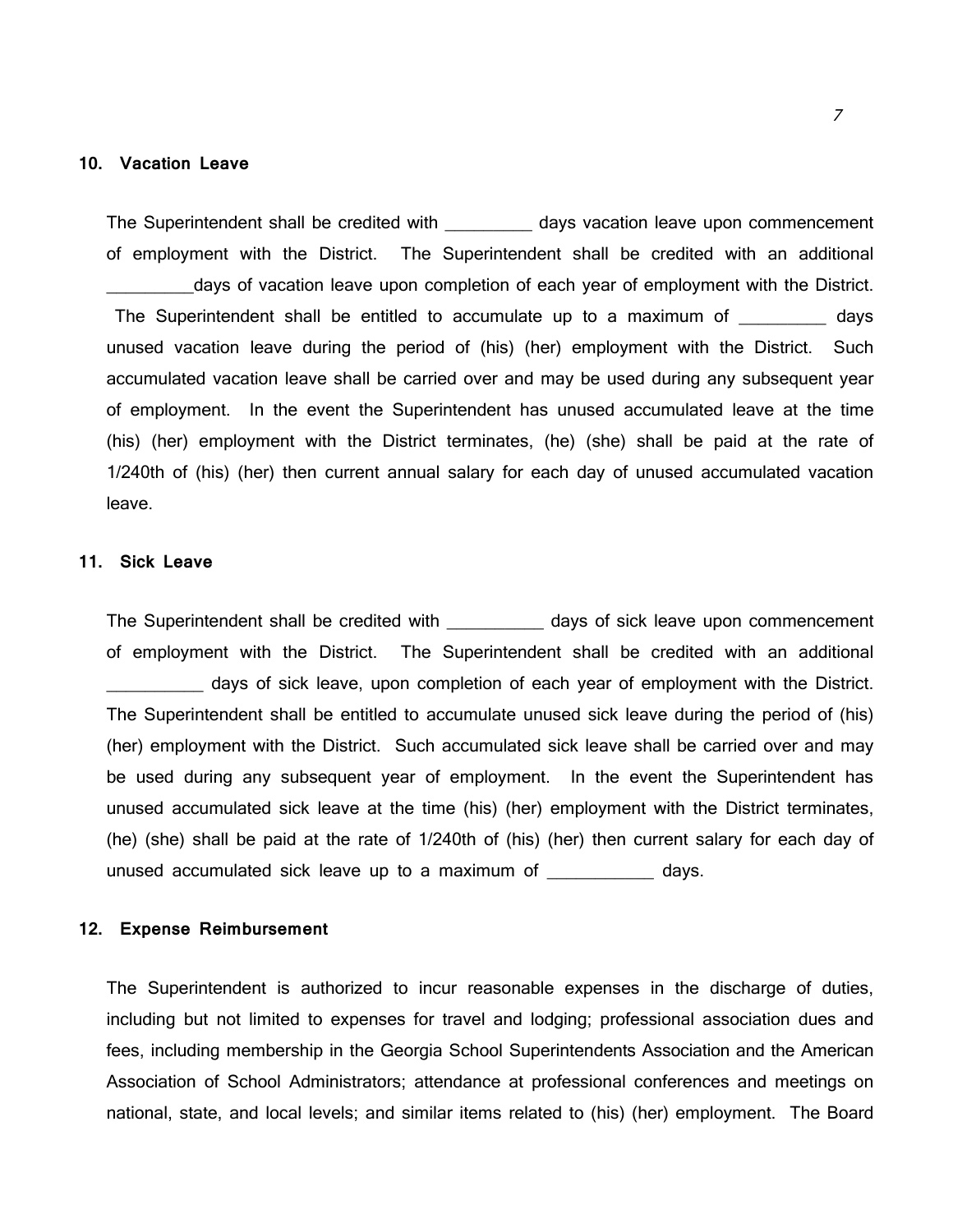## 10. Vacation Leave

The Superintendent shall be credited with _________ days vacation leave upon commencement of employment with the District. The Superintendent shall be credited with an additional _________days of vacation leave upon completion of each year of employment with the District. The Superintendent shall be entitled to accumulate up to a maximum of _________ days unused vacation leave during the period of (his) (her) employment with the District. Such accumulated vacation leave shall be carried over and may be used during any subsequent year of employment. In the event the Superintendent has unused accumulated leave at the time (his) (her) employment with the District terminates, (he) (she) shall be paid at the rate of 1/240th of (his) (her) then current annual salary for each day of unused accumulated vacation leave.

## 11. Sick Leave

The Superintendent shall be credited with __________ days of sick leave upon commencement of employment with the District. The Superintendent shall be credited with an additional __________ days of sick leave, upon completion of each year of employment with the District. The Superintendent shall be entitled to accumulate unused sick leave during the period of (his) (her) employment with the District. Such accumulated sick leave shall be carried over and may be used during any subsequent year of employment. In the event the Superintendent has unused accumulated sick leave at the time (his) (her) employment with the District terminates, (he) (she) shall be paid at the rate of 1/240th of (his) (her) then current salary for each day of unused accumulated sick leave up to a maximum of ___________ days.

## 12. Expense Reimbursement

The Superintendent is authorized to incur reasonable expenses in the discharge of duties, including but not limited to expenses for travel and lodging; professional association dues and fees, including membership in the Georgia School Superintendents Association and the American Association of School Administrators; attendance at professional conferences and meetings on national, state, and local levels; and similar items related to (his) (her) employment. The Board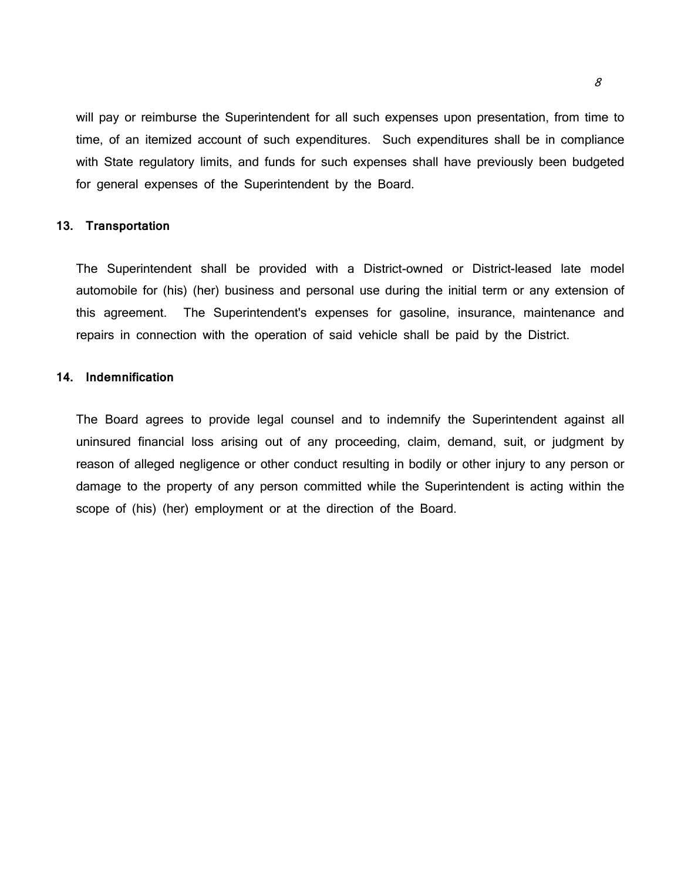will pay or reimburse the Superintendent for all such expenses upon presentation, from time to time, of an itemized account of such expenditures. Such expenditures shall be in compliance with State regulatory limits, and funds for such expenses shall have previously been budgeted for general expenses of the Superintendent by the Board.

**13. Transportation**

The Superintendent shall be provided with a District-owned or District-leased late model automobile for (his) (her) business and personal use during the initial term or any extension of this agreement. The Superintendent's expenses for gasoline, insurance, maintenance and repairs in connection with the operation of said vehicle shall be paid by the District.

**14. Indemnification**

The Board agrees to provide legal counsel and to indemnify the Superintendent against all uninsured financial loss arising out of any proceeding, claim, demand, suit, or judgment by reason of alleged negligence or other conduct resulting in bodily or other injury to any person or damage to the property of any person committed while the Superintendent is acting within the scope of (his) (her) employment or at the direction of the Board.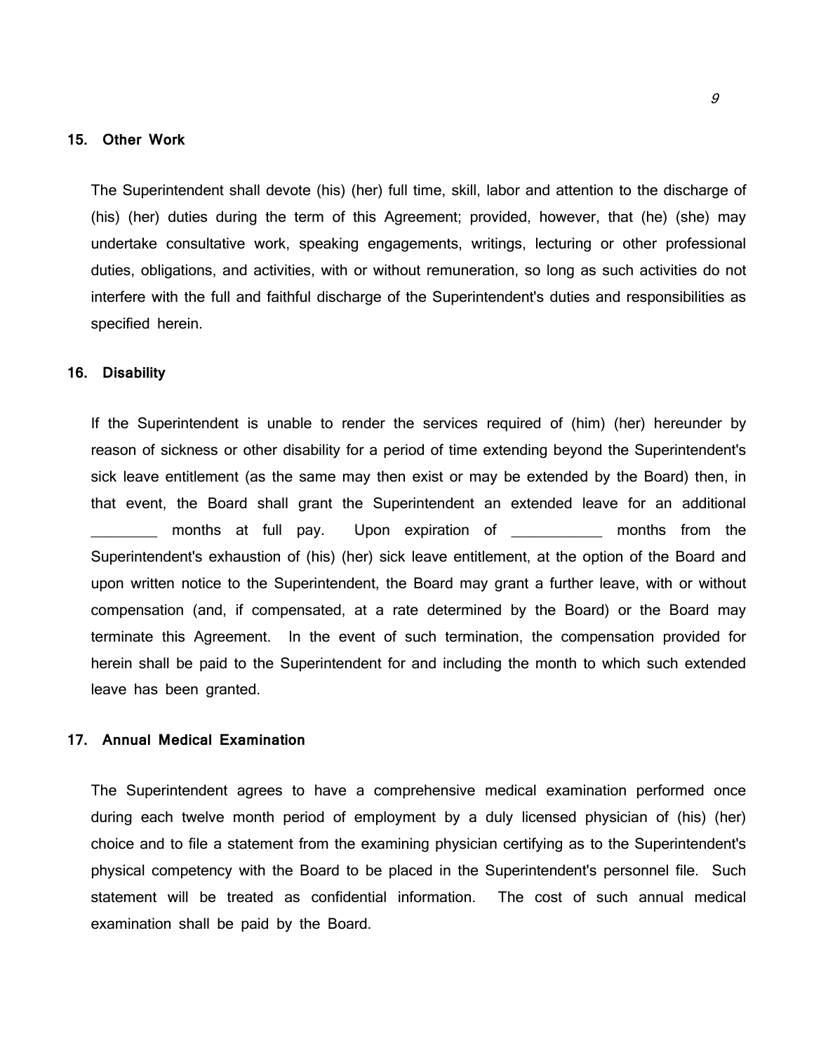**15. Other Work**

The Superintendent shall devote (his) (her) full time, skill, labor and attention to the discharge of (his) (her) duties during the term of this Agreement; provided, however, that (he) (she) may undertake consultative work, speaking engagements, writings, lecturing or other professional duties, obligations, and activities, with or without remuneration, so long as such activities do not interfere with the full and faithful discharge of the Superintendent's duties and responsibilities as specified herein.

**16. Disability**

If the Superintendent is unable to render the services required of (him) (her) hereunder by reason of sickness or other disability for a period of time extending beyond the Superintendent's sick leave entitlement (as the same may then exist or may be extended by the Board) then, in that event, the Board shall grant the Superintendent an extended leave for an additional _________ months at full pay. Upon expiration of ____________ months from the Superintendent's exhaustion of (his) (her) sick leave entitlement, at the option of the Board and upon written notice to the Superintendent, the Board may grant a further leave, with or without compensation (and, if compensated, at a rate determined by the Board) or the Board may terminate this Agreement. In the event of such termination, the compensation provided for herein shall be paid to the Superintendent for and including the month to which such extended leave has been granted.

**17. Annual Medical Examination**

The Superintendent agrees to have a comprehensive medical examination performed once during each twelve month period of employment by a duly licensed physician of (his) (her) choice and to file a statement from the examining physician certifying as to the Superintendent's physical competency with the Board to be placed in the Superintendent's personnel file. Such statement will be treated as confidential information. The cost of such annual medical examination shall be paid by the Board.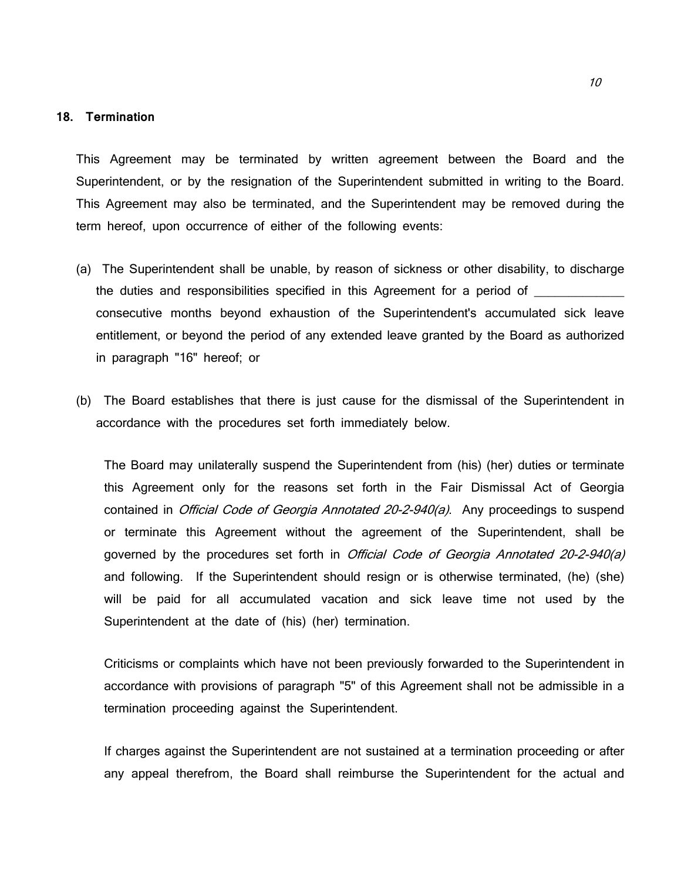**18. Termination**

This Agreement may be terminated by written agreement between the Board and the Superintendent, or by the resignation of the Superintendent submitted in writing to the Board. This Agreement may also be terminated, and the Superintendent may be removed during the term hereof, upon occurrence of either of the following events:

(a) The Superintendent shall be unable, by reason of sickness or other disability, to discharge the duties and responsibilities specified in this Agreement for a period of _____________ consecutive months beyond exhaustion of the Superintendent's accumulated sick leave entitlement, or beyond the period of any extended leave granted by the Board as authorized in paragraph "16" hereof; or

(b) The Board establishes that there is just cause for the dismissal of the Superintendent in accordance with the procedures set forth immediately below.

The Board may unilaterally suspend the Superintendent from (his) (her) duties or terminate this Agreement only for the reasons set forth in the Fair Dismissal Act of Georgia contained in *Official Code of Georgia Annotated 20-2-940(a)*. Any proceedings to suspend or terminate this Agreement without the agreement of the Superintendent, shall be governed by the procedures set forth in *Official Code of Georgia Annotated 20-2-940(a)* and following. If the Superintendent should resign or is otherwise terminated, (he) (she) will be paid for all accumulated vacation and sick leave time not used by the Superintendent at the date of (his) (her) termination.

Criticisms or complaints which have not been previously forwarded to the Superintendent in accordance with provisions of paragraph "5" of this Agreement shall not be admissible in a termination proceeding against the Superintendent.

If charges against the Superintendent are not sustained at a termination proceeding or after any appeal therefrom, the Board shall reimburse the Superintendent for the actual and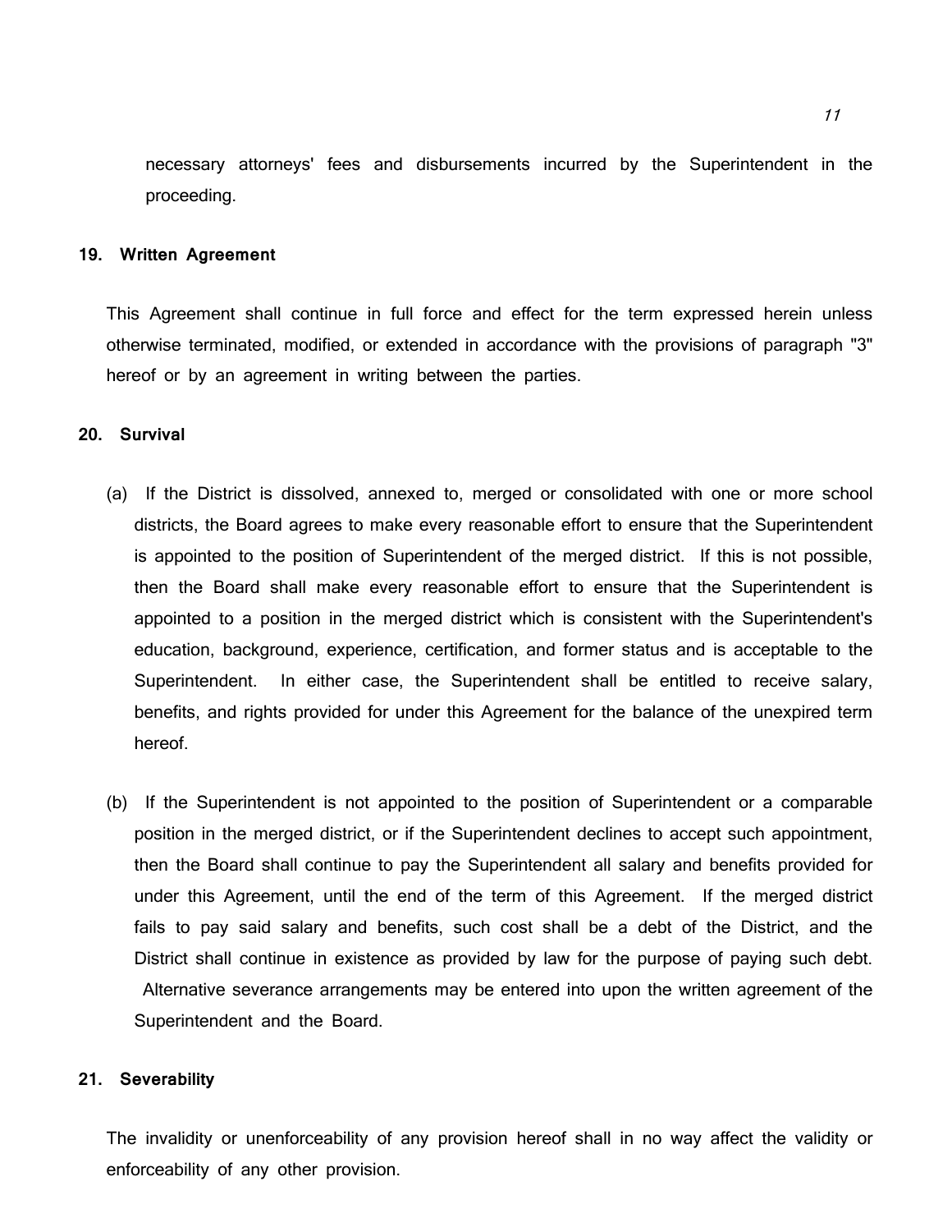necessary attorneys' fees and disbursements incurred by the Superintendent in the proceeding.

**19. Written Agreement**

This Agreement shall continue in full force and effect for the term expressed herein unless otherwise terminated, modified, or extended in accordance with the provisions of paragraph "3" hereof or by an agreement in writing between the parties.

**20. Survival**

(a) If the District is dissolved, annexed to, merged or consolidated with one or more school districts, the Board agrees to make every reasonable effort to ensure that the Superintendent is appointed to the position of Superintendent of the merged district. If this is not possible, then the Board shall make every reasonable effort to ensure that the Superintendent is appointed to a position in the merged district which is consistent with the Superintendent's education, background, experience, certification, and former status and is acceptable to the Superintendent. In either case, the Superintendent shall be entitled to receive salary, benefits, and rights provided for under this Agreement for the balance of the unexpired term hereof.

(b) If the Superintendent is not appointed to the position of Superintendent or a comparable position in the merged district, or if the Superintendent declines to accept such appointment, then the Board shall continue to pay the Superintendent all salary and benefits provided for under this Agreement, until the end of the term of this Agreement. If the merged district fails to pay said salary and benefits, such cost shall be a debt of the District, and the District shall continue in existence as provided by law for the purpose of paying such debt. Alternative severance arrangements may be entered into upon the written agreement of the Superintendent and the Board.

**21. Severability**

The invalidity or unenforceability of any provision hereof shall in no way affect the validity or enforceability of any other provision.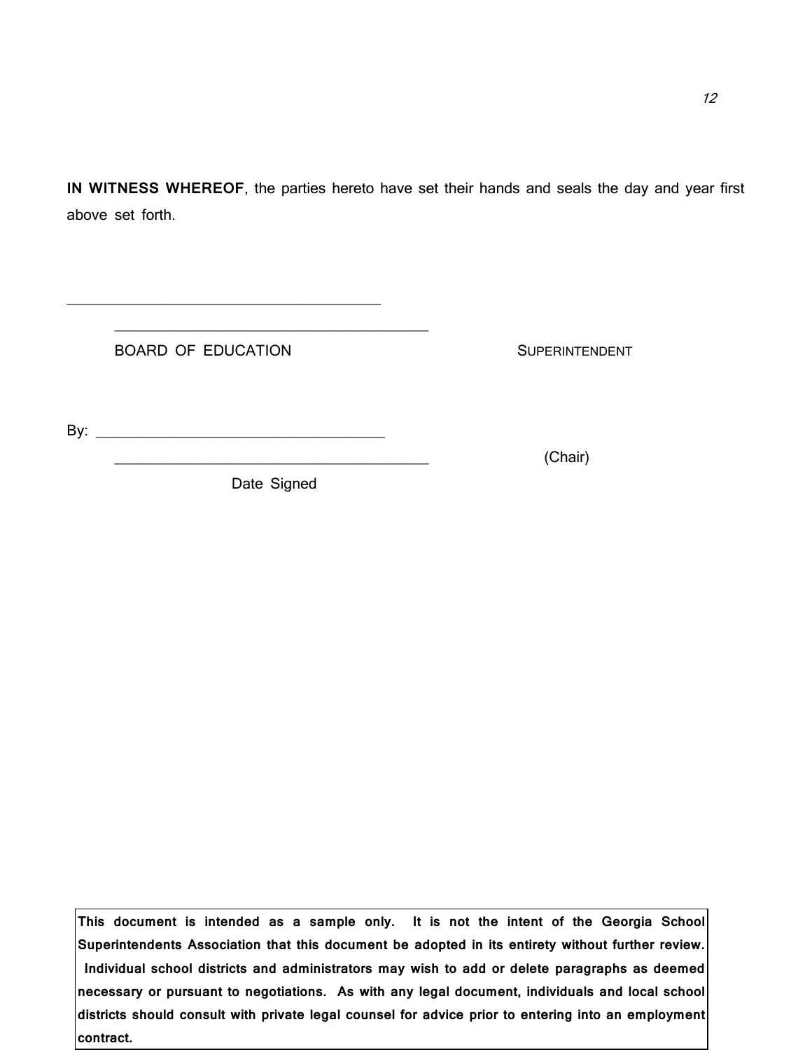**IN WITNESS WHEREOF**, the parties hereto have set their hands and seals the day and year first above set forth.

\_\_\_\_\_\_\_\_\_\_\_\_\_\_\_\_\_\_\_\_\_\_\_\_\_\_\_\_\_\_\_\_\_\_\_\_\_\_\_\_

\_\_\_\_\_\_\_\_\_\_\_\_\_\_\_\_\_\_\_\_\_\_\_\_\_\_\_\_\_\_\_\_\_\_\_\_\_\_\_\_

BOARD OF EDUCATION SUPERINTENDENT

By: \_\_\_\_\_\_\_\_\_\_\_\_\_\_\_\_\_\_\_\_\_\_\_\_\_\_\_\_\_\_\_\_\_\_\_\_\_

\_\_\_\_\_\_\_\_\_\_\_\_\_\_\_\_\_\_\_\_\_\_\_\_\_\_\_\_\_\_\_\_\_\_\_\_\_\_\_\_ (Chair)

Date Signed

**This document is intended as a sample only. It is not the intent of the Georgia School Superintendents Association that this document be adopted in its entirety without further review. Individual school districts and administrators may wish to add or delete paragraphs as deemed necessary or pursuant to negotiations. As with any legal document, individuals and local school districts should consult with private legal counsel for advice prior to entering into an employment contract.**